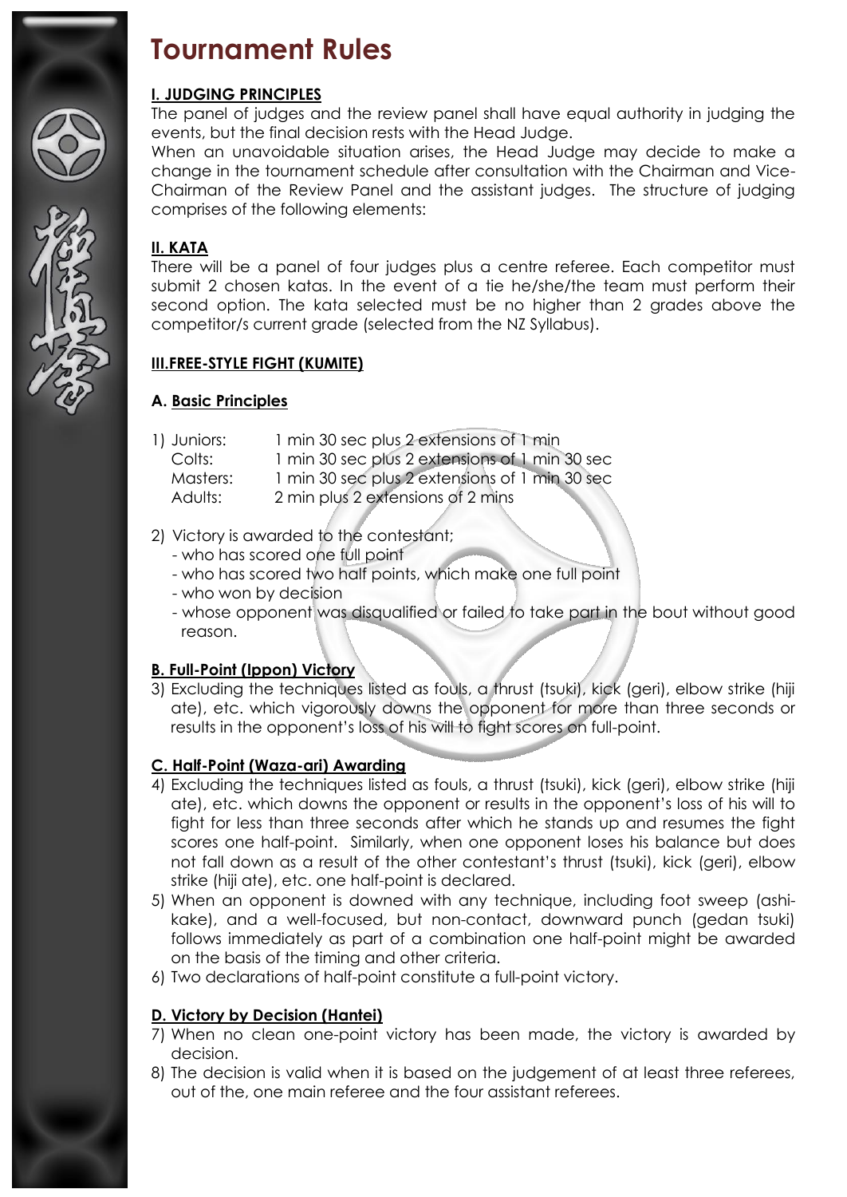# Tournament Rules

**I. JUDGING PRINCIPLES**

The panel of judges and the review panel shall have equal authority in judging the events, but the final decision rests with the Head Judge.

When an unavoidable situation arises, the Head Judge may decide to make a change in the tournament schedule after consultation with the Chairman and Vice-Chairman of the Review Panel and the assistant judges. The structure of judging comprises of the following elements:

**II. KATA**

There will be a panel of four judges plus a centre referee. Each competitor must submit 2 chosen katas. In the event of a tie he/she/the team must perform their second option. The kata selected must be no higher than 2 grades above the competitor/s current grade (selected from the NZ Syllabus).

**III.FREE-STYLE FIGHT (KUMITE)**

**A. Basic Principles**

1) Juniors: 1 min 30 sec plus 2 extensions of 1 min
   Colts: 1 min 30 sec plus 2 extensions of 1 min 30 sec
   Masters: 1 min 30 sec plus 2 extensions of 1 min 30 sec
   Adults: 2 min plus 2 extensions of 2 mins

2) Victory is awarded to the contestant;
   - who has scored one full point
   - who has scored two half points, which make one full point
   - who won by decision
   - whose opponent was disqualified or failed to take part in the bout without good reason.

**B. Full-Point (Ippon) Victory**

3) Excluding the techniques listed as fouls, a thrust (tsuki), kick (geri), elbow strike (hiji ate), etc. which vigorously downs the opponent for more than three seconds or results in the opponent's loss of his will to fight scores on full-point.

**C. Half-Point (Waza-ari) Awarding**

4) Excluding the techniques listed as fouls, a thrust (tsuki), kick (geri), elbow strike (hiji ate), etc. which downs the opponent or results in the opponent's loss of his will to fight for less than three seconds after which he stands up and resumes the fight scores one half-point. Similarly, when one opponent loses his balance but does not fall down as a result of the other contestant's thrust (tsuki), kick (geri), elbow strike (hiji ate), etc. one half-point is declared.
5) When an opponent is downed with any technique, including foot sweep (ashi-kake), and a well-focused, but non-contact, downward punch (gedan tsuki) follows immediately as part of a combination one half-point might be awarded on the basis of the timing and other criteria.
6) Two declarations of half-point constitute a full-point victory.

**D. Victory by Decision (Hantei)**

7) When no clean one-point victory has been made, the victory is awarded by decision.
8) The decision is valid when it is based on the judgement of at least three referees, out of the, one main referee and the four assistant referees.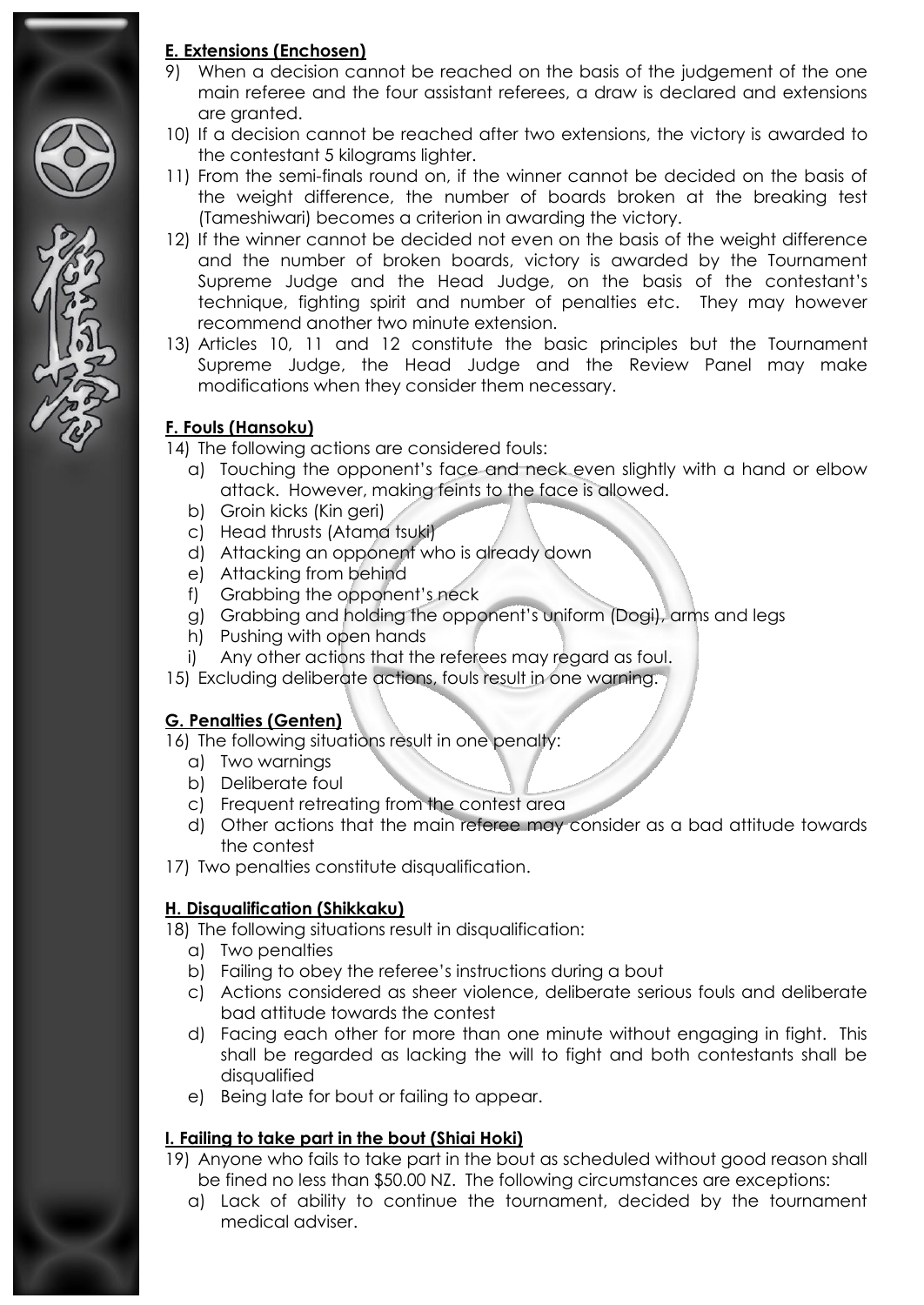### E. Extensions (Enchosen)

9) When a decision cannot be reached on the basis of the judgement of the one main referee and the four assistant referees, a draw is declared and extensions are granted.
10) If a decision cannot be reached after two extensions, the victory is awarded to the contestant 5 kilograms lighter.
11) From the semi-finals round on, if the winner cannot be decided on the basis of the weight difference, the number of boards broken at the breaking test (Tameshiwari) becomes a criterion in awarding the victory.
12) If the winner cannot be decided not even on the basis of the weight difference and the number of broken boards, victory is awarded by the Tournament Supreme Judge and the Head Judge, on the basis of the contestant's technique, fighting spirit and number of penalties etc. They may however recommend another two minute extension.
13) Articles 10, 11 and 12 constitute the basic principles but the Tournament Supreme Judge, the Head Judge and the Review Panel may make modifications when they consider them necessary.

### F. Fouls (Hansoku)

14) The following actions are considered fouls:
    a) Touching the opponent's face and neck even slightly with a hand or elbow attack. However, making feints to the face is allowed.
    b) Groin kicks (Kin geri)
    c) Head thrusts (Atama tsuki)
    d) Attacking an opponent who is already down
    e) Attacking from behind
    f) Grabbing the opponent's neck
    g) Grabbing and holding the opponent's uniform (Dogi), arms and legs
    h) Pushing with open hands
    i) Any other actions that the referees may regard as foul.
15) Excluding deliberate actions, fouls result in one warning.

### G. Penalties (Genten)

16) The following situations result in one penalty:
    a) Two warnings
    b) Deliberate foul
    c) Frequent retreating from the contest area
    d) Other actions that the main referee may consider as a bad attitude towards the contest
17) Two penalties constitute disqualification.

### H. Disqualification (Shikkaku)

18) The following situations result in disqualification:
    a) Two penalties
    b) Failing to obey the referee's instructions during a bout
    c) Actions considered as sheer violence, deliberate serious fouls and deliberate bad attitude towards the contest
    d) Facing each other for more than one minute without engaging in fight. This shall be regarded as lacking the will to fight and both contestants shall be disqualified
    e) Being late for bout or failing to appear.

### I. Failing to take part in the bout (Shiai Hoki)

19) Anyone who fails to take part in the bout as scheduled without good reason shall be fined no less than $50.00 NZ. The following circumstances are exceptions:
    a) Lack of ability to continue the tournament, decided by the tournament medical adviser.